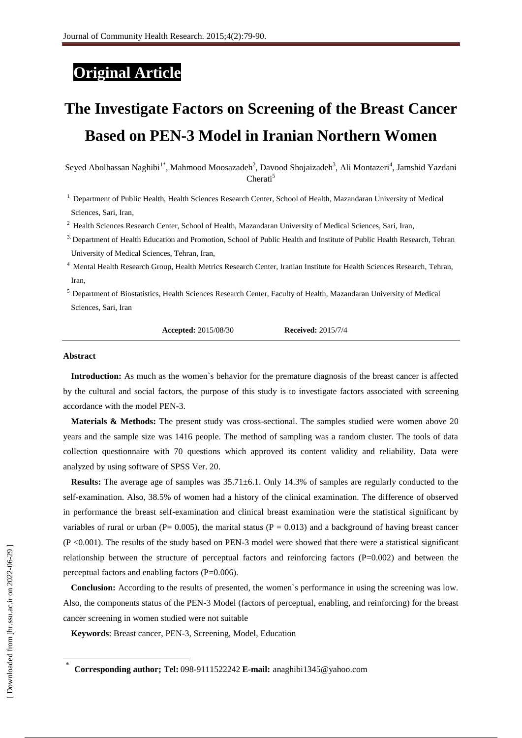# Original Article

# The Investigate Factors on Screening of the Breast Cancer Based on PEN-3 Model in Iranian Northern Women

Seyed Abolhassan Naghibi[1*], Mahmood Moosazadeh[2], Davood Shojaizadeh[3], Ali Montazeri[4], Jamshid Yazdani Cherati[5]

[1] Department of Public Health, Health Sciences Research Center, School of Health, Mazandaran University of Medical Sciences, Sari, Iran,

[2] Health Sciences Research Center, School of Health, Mazandaran University of Medical Sciences, Sari, Iran,

[3] Department of Health Education and Promotion, School of Public Health and Institute of Public Health Research, Tehran University of Medical Sciences, Tehran, Iran,

[4] Mental Health Research Group, Health Metrics Research Center, Iranian Institute for Health Sciences Research, Tehran, Iran,

[5] Department of Biostatistics, Health Sciences Research Center, Faculty of Health, Mazandaran University of Medical Sciences, Sari, Iran

**Accepted:** 2015/08/30 **Received:** 2015/7/4

## Abstract

**Introduction:** As much as the women`s behavior for the premature diagnosis of the breast cancer is affected by the cultural and social factors, the purpose of this study is to investigate factors associated with screening accordance with the model PEN-3.

**Materials & Methods:** The present study was cross-sectional. The samples studied were women above 20 years and the sample size was 1416 people. The method of sampling was a random cluster. The tools of data collection questionnaire with 70 questions which approved its content validity and reliability. Data were analyzed by using software of SPSS Ver. 20.

**Results:** The average age of samples was 35.71±6.1. Only 14.3% of samples are regularly conducted to the self-examination. Also, 38.5% of women had a history of the clinical examination. The difference of observed in performance the breast self-examination and clinical breast examination were the statistical significant by variables of rural or urban ($P= 0.005$), the marital status ($P = 0.013$) and a background of having breast cancer ($P <0.001$). The results of the study based on PEN-3 model were showed that there were a statistical significant relationship between the structure of perceptual factors and reinforcing factors ($P=0.002$) and between the perceptual factors and enabling factors ($P=0.006$).

**Conclusion:** According to the results of presented, the women`s performance in using the screening was low. Also, the components status of the PEN-3 Model (factors of perceptual, enabling, and reinforcing) for the breast cancer screening in women studied were not suitable

**Keywords**: Breast cancer, PEN-3, Screening, Model, Education

* **Corresponding author; Tel:** 098-9111522242 **E-mail:** anaghibi1345@yahoo.com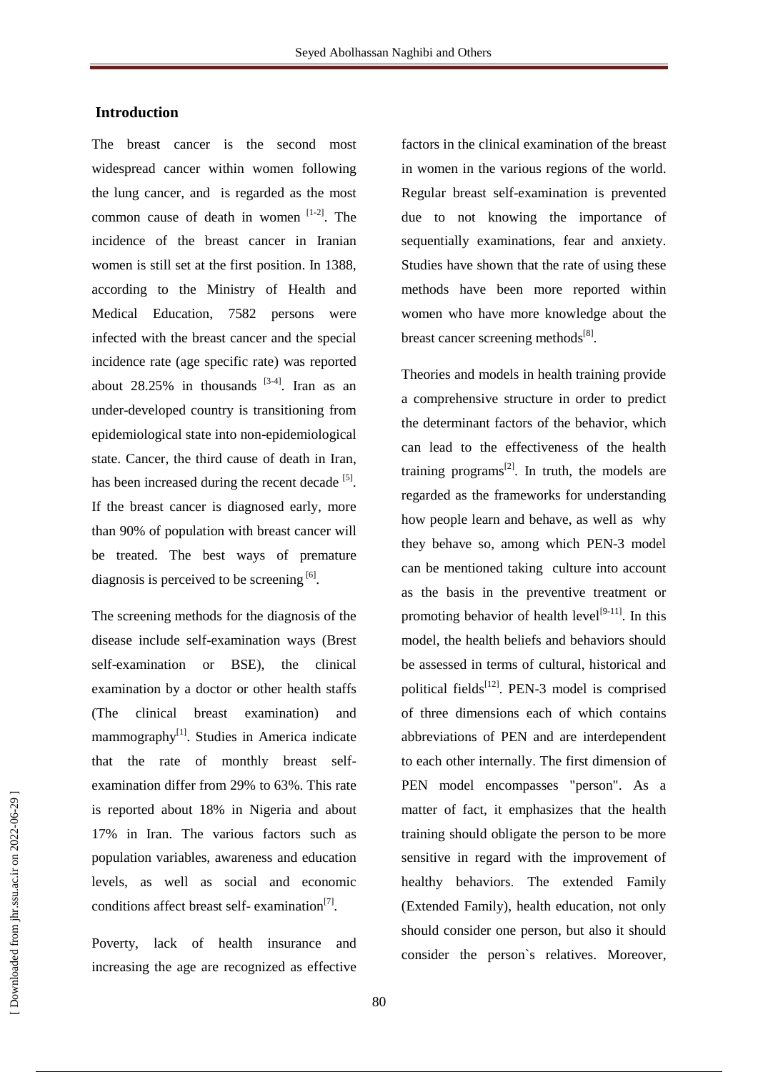## Introduction

The breast cancer is the second most widespread cancer within women following the lung cancer, and is regarded as the most common cause of death in women [1-2]. The incidence of the breast cancer in Iranian women is still set at the first position. In 1388, according to the Ministry of Health and Medical Education, 7582 persons were infected with the breast cancer and the special incidence rate (age specific rate) was reported about 28.25% in thousands [3-4]. Iran as an under-developed country is transitioning from epidemiological state into non-epidemiological state. Cancer, the third cause of death in Iran, has been increased during the recent decade [5]. If the breast cancer is diagnosed early, more than 90% of population with breast cancer will be treated. The best ways of premature diagnosis is perceived to be screening [6].

The screening methods for the diagnosis of the disease include self-examination ways (Brest self-examination or BSE), the clinical examination by a doctor or other health staffs (The clinical breast examination) and mammography[1]. Studies in America indicate that the rate of monthly breast self-examination differ from 29% to 63%. This rate is reported about 18% in Nigeria and about 17% in Iran. The various factors such as population variables, awareness and education levels, as well as social and economic conditions affect breast self- examination[7].

Poverty, lack of health insurance and increasing the age are recognized as effective factors in the clinical examination of the breast in women in the various regions of the world. Regular breast self-examination is prevented due to not knowing the importance of sequentially examinations, fear and anxiety. Studies have shown that the rate of using these methods have been more reported within women who have more knowledge about the breast cancer screening methods[8].

Theories and models in health training provide a comprehensive structure in order to predict the determinant factors of the behavior, which can lead to the effectiveness of the health training programs[2]. In truth, the models are regarded as the frameworks for understanding how people learn and behave, as well as why they behave so, among which PEN-3 model can be mentioned taking culture into account as the basis in the preventive treatment or promoting behavior of health level[9-11]. In this model, the health beliefs and behaviors should be assessed in terms of cultural, historical and political fields[12]. PEN-3 model is comprised of three dimensions each of which contains abbreviations of PEN and are interdependent to each other internally. The first dimension of PEN model encompasses "person". As a matter of fact, it emphasizes that the health training should obligate the person to be more sensitive in regard with the improvement of healthy behaviors. The extended Family (Extended Family), health education, not only should consider one person, but also it should consider the person`s relatives. Moreover,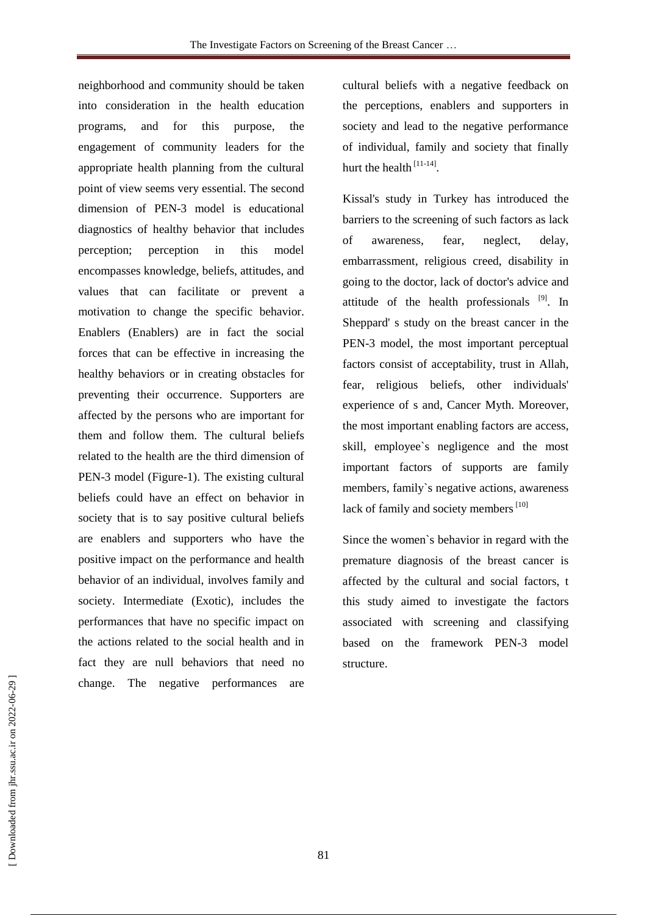neighborhood and community should be taken into consideration in the health education programs, and for this purpose, the engagement of community leaders for the appropriate health planning from the cultural point of view seems very essential. The second dimension of PEN-3 model is educational diagnostics of healthy behavior that includes perception; perception in this model encompasses knowledge, beliefs, attitudes, and values that can facilitate or prevent a motivation to change the specific behavior. Enablers (Enablers) are in fact the social forces that can be effective in increasing the healthy behaviors or in creating obstacles for preventing their occurrence. Supporters are affected by the persons who are important for them and follow them. The cultural beliefs related to the health are the third dimension of PEN-3 model (Figure-1). The existing cultural beliefs could have an effect on behavior in society that is to say positive cultural beliefs are enablers and supporters who have the positive impact on the performance and health behavior of an individual, involves family and society. Intermediate (Exotic), includes the performances that have no specific impact on the actions related to the social health and in fact they are null behaviors that need no change. The negative performances are cultural beliefs with a negative feedback on the perceptions, enablers and supporters in society and lead to the negative performance of individual, family and society that finally hurt the health [11-14].

Kissal's study in Turkey has introduced the barriers to the screening of such factors as lack of awareness, fear, neglect, delay, embarrassment, religious creed, disability in going to the doctor, lack of doctor's advice and attitude of the health professionals [9]. In Sheppard' s study on the breast cancer in the PEN-3 model, the most important perceptual factors consist of acceptability, trust in Allah, fear, religious beliefs, other individuals' experience of s and, Cancer Myth. Moreover, the most important enabling factors are access, skill, employee`s negligence and the most important factors of supports are family members, family`s negative actions, awareness lack of family and society members [10]

Since the women`s behavior in regard with the premature diagnosis of the breast cancer is affected by the cultural and social factors, t this study aimed to investigate the factors associated with screening and classifying based on the framework PEN-3 model structure.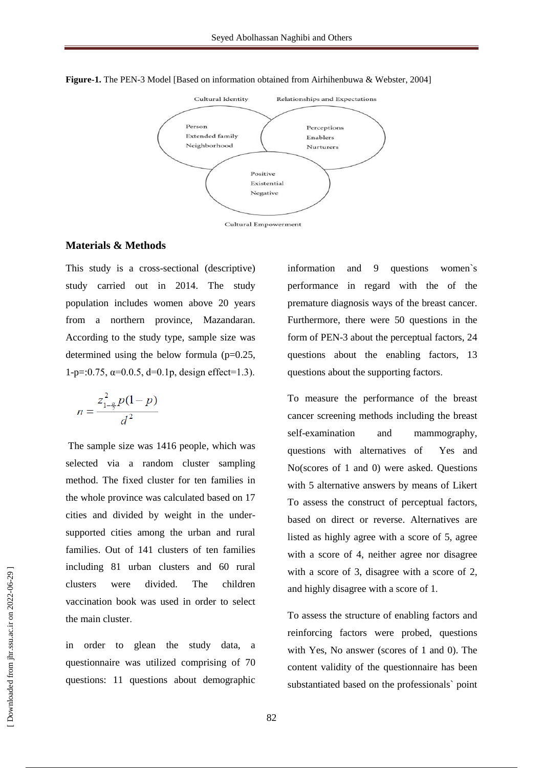**Figure-1.** The PEN-3 Model [Based on information obtained from Airhihenbuwa & Webster, 2004]

Cultural Identity

Person
Extended family
Neighborhood

Relationships and Expectations

Perceptions
Enablers
Nurturers

Positive
Existential
Negative

Cultural Empowerment

## Materials & Methods

This study is a cross-sectional (descriptive) study carried out in 2014. The study population includes women above 20 years from a northern province, Mazandaran. According to the study type, sample size was determined using the below formula (p=0.25, 1-p=:0.75, α=0.0.5, d=0.1p, design effect=1.3).

$$n = \frac{z^2_{1-\frac{\alpha}{2}} p(1-p)}{d^2}$$

The sample size was 1416 people, which was selected via a random cluster sampling method. The fixed cluster for ten families in the whole province was calculated based on 17 cities and divided by weight in the under-supported cities among the urban and rural families. Out of 141 clusters of ten families including 81 urban clusters and 60 rural clusters were divided. The children vaccination book was used in order to select the main cluster.

in order to glean the study data, a questionnaire was utilized comprising of 70 questions: 11 questions about demographic information and 9 questions women`s performance in regard with the of the premature diagnosis ways of the breast cancer. Furthermore, there were 50 questions in the form of PEN-3 about the perceptual factors, 24 questions about the enabling factors, 13 questions about the supporting factors.

To measure the performance of the breast cancer screening methods including the breast self-examination and mammography, questions with alternatives of Yes and No(scores of 1 and 0) were asked. Questions with 5 alternative answers by means of Likert To assess the construct of perceptual factors, based on direct or reverse. Alternatives are listed as highly agree with a score of 5, agree with a score of 4, neither agree nor disagree with a score of 3, disagree with a score of 2, and highly disagree with a score of 1.

To assess the structure of enabling factors and reinforcing factors were probed, questions with Yes, No answer (scores of 1 and 0). The content validity of the questionnaire has been substantiated based on the professionals` point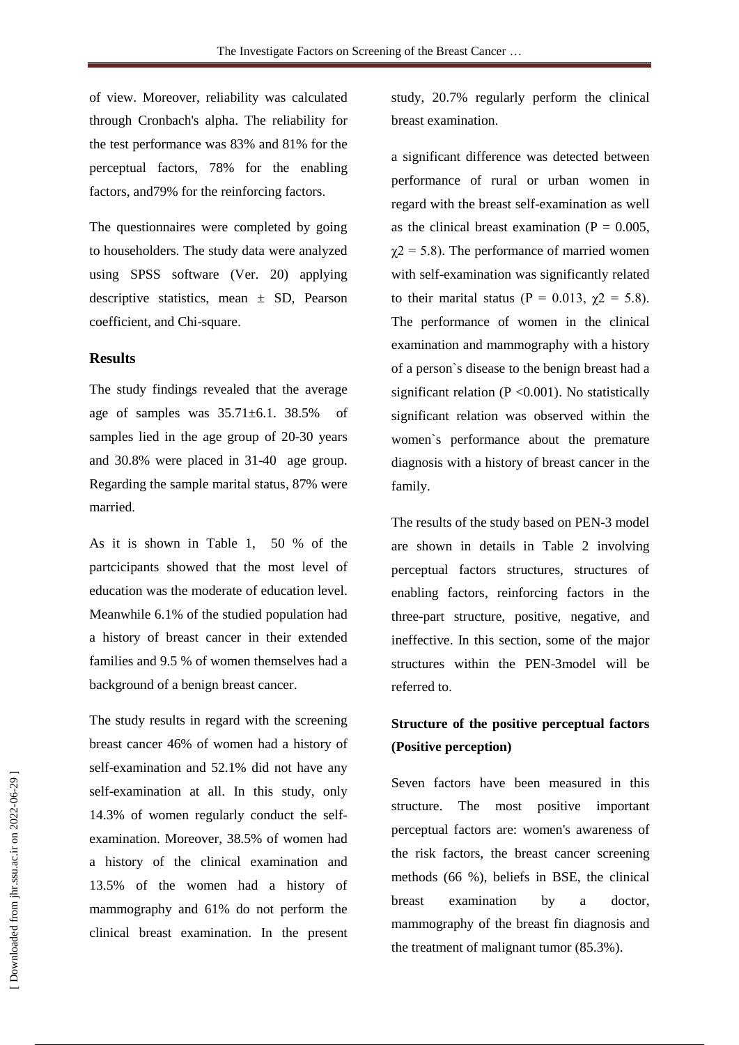of view. Moreover, reliability was calculated through Cronbach's alpha. The reliability for the test performance was 83% and 81% for the perceptual factors, 78% for the enabling factors, and79% for the reinforcing factors.

The questionnaires were completed by going to householders. The study data were analyzed using SPSS software (Ver. 20) applying descriptive statistics, mean ± SD, Pearson coefficient, and Chi-square.

## Results

The study findings revealed that the average age of samples was 35.71±6.1. 38.5% of samples lied in the age group of 20-30 years and 30.8% were placed in 31-40 age group. Regarding the sample marital status, 87% were married.

As it is shown in Table 1, 50 % of the partcicipants showed that the most level of education was the moderate of education level. Meanwhile 6.1% of the studied population had a history of breast cancer in their extended families and 9.5 % of women themselves had a background of a benign breast cancer.

The study results in regard with the screening breast cancer 46% of women had a history of self-examination and 52.1% did not have any self-examination at all. In this study, only 14.3% of women regularly conduct the self-examination. Moreover, 38.5% of women had a history of the clinical examination and 13.5% of the women had a history of mammography and 61% do not perform the clinical breast examination. In the present study, 20.7% regularly perform the clinical breast examination.

a significant difference was detected between performance of rural or urban women in regard with the breast self-examination as well as the clinical breast examination ($P = 0.005$, $\chi^2 = 5.8$). The performance of married women with self-examination was significantly related to their marital status ($P = 0.013$, $\chi^2 = 5.8$). The performance of women in the clinical examination and mammography with a history of a person`s disease to the benign breast had a significant relation ($P < 0.001$). No statistically significant relation was observed within the women`s performance about the premature diagnosis with a history of breast cancer in the family.

The results of the study based on PEN-3 model are shown in details in Table 2 involving perceptual factors structures, structures of enabling factors, reinforcing factors in the three-part structure, positive, negative, and ineffective. In this section, some of the major structures within the PEN-3model will be referred to.

### Structure of the positive perceptual factors (Positive perception)

Seven factors have been measured in this structure. The most positive important perceptual factors are: women's awareness of the risk factors, the breast cancer screening methods (66 %), beliefs in BSE, the clinical breast examination by a doctor, mammography of the breast fin diagnosis and the treatment of malignant tumor (85.3%).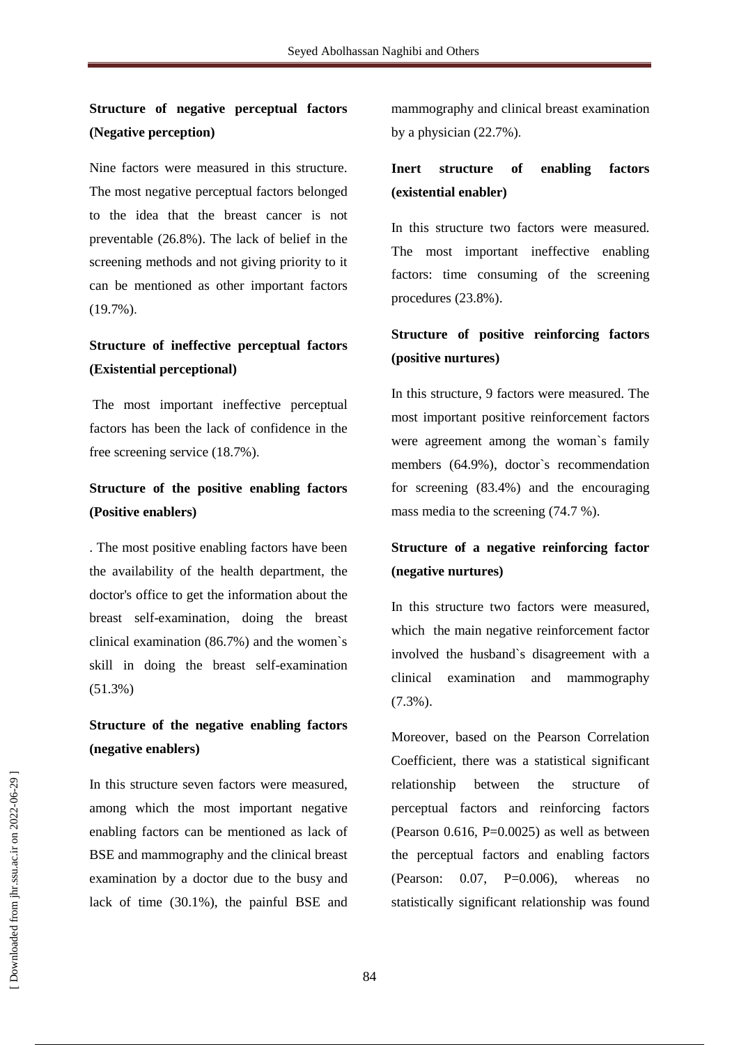### Structure of negative perceptual factors (Negative perception)

Nine factors were measured in this structure. The most negative perceptual factors belonged to the idea that the breast cancer is not preventable (26.8%). The lack of belief in the screening methods and not giving priority to it can be mentioned as other important factors (19.7%).

### Structure of ineffective perceptual factors (Existential perceptional)

The most important ineffective perceptual factors has been the lack of confidence in the free screening service (18.7%).

### Structure of the positive enabling factors (Positive enablers)

. The most positive enabling factors have been the availability of the health department, the doctor's office to get the information about the breast self-examination, doing the breast clinical examination (86.7%) and the women`s skill in doing the breast self-examination (51.3%)

### Structure of the negative enabling factors (negative enablers)

In this structure seven factors were measured, among which the most important negative enabling factors can be mentioned as lack of BSE and mammography and the clinical breast examination by a doctor due to the busy and lack of time (30.1%), the painful BSE and mammography and clinical breast examination by a physician (22.7%).

### Inert structure of enabling factors (existential enabler)

In this structure two factors were measured. The most important ineffective enabling factors: time consuming of the screening procedures (23.8%).

### Structure of positive reinforcing factors (positive nurtures)

In this structure, 9 factors were measured. The most important positive reinforcement factors were agreement among the woman`s family members (64.9%), doctor`s recommendation for screening (83.4%) and the encouraging mass media to the screening (74.7 %).

### Structure of a negative reinforcing factor (negative nurtures)

In this structure two factors were measured, which the main negative reinforcement factor involved the husband`s disagreement with a clinical examination and mammography (7.3%).

Moreover, based on the Pearson Correlation Coefficient, there was a statistical significant relationship between the structure of perceptual factors and reinforcing factors (Pearson 0.616, P=0.0025) as well as between the perceptual factors and enabling factors (Pearson: 0.07, P=0.006), whereas no statistically significant relationship was found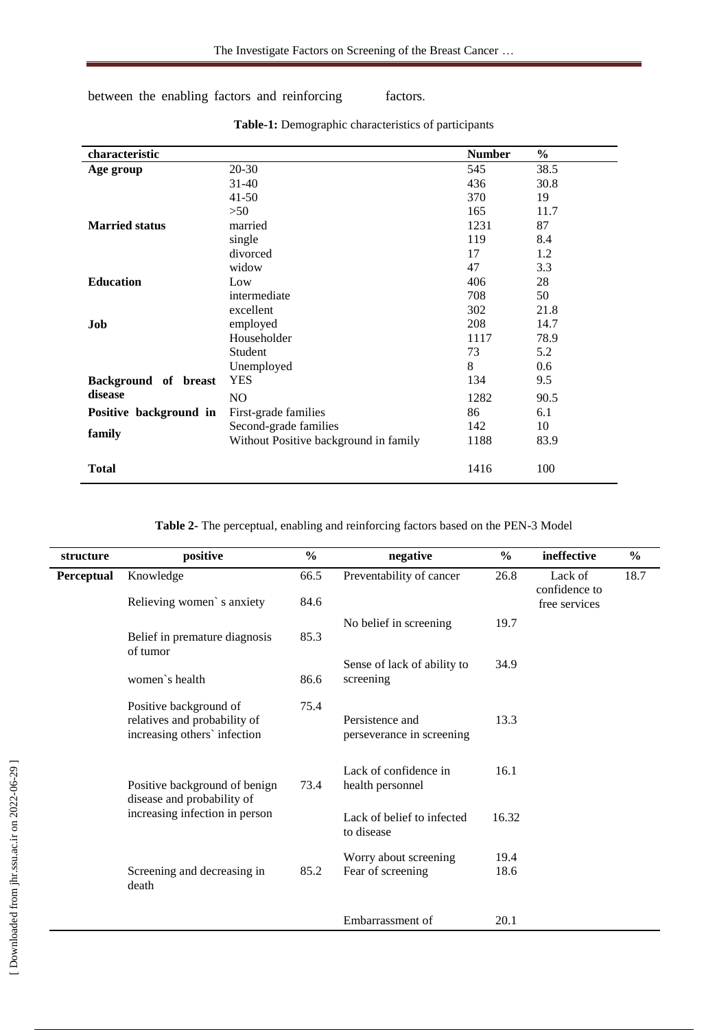between the enabling factors and reinforcing factors.

**Table-1:** Demographic characteristics of participants

| characteristic | | Number | % |
|---|---|---|---|
| **Age group** | 20-30 | 545 | 38.5 |
| | 31-40 | 436 | 30.8 |
| | 41-50 | 370 | 19 |
| | >50 | 165 | 11.7 |
| **Married status** | married | 1231 | 87 |
| | single | 119 | 8.4 |
| | divorced | 17 | 1.2 |
| | widow | 47 | 3.3 |
| **Education** | Low | 406 | 28 |
| | intermediate | 708 | 50 |
| | excellent | 302 | 21.8 |
| **Job** | employed | 208 | 14.7 |
| | Householder | 1117 | 78.9 |
| | Student | 73 | 5.2 |
| | Unemployed | 8 | 0.6 |
| **Background of breast disease** | YES | 134 | 9.5 |
| | NO | 1282 | 90.5 |
| **Positive background in family** | First-grade families | 86 | 6.1 |
| | Second-grade families | 142 | 10 |
| | Without Positive background in family | 1188 | 83.9 |
| **Total** | | 1416 | 100 |

**Table 2-** The perceptual, enabling and reinforcing factors based on the PEN-3 Model

| structure | positive | % | negative | % | ineffective | % |
|---|---|---|---|---|---|---|
| **Perceptual** | Knowledge | 66.5 | Preventability of cancer | 26.8 | Lack of confidence to free services | 18.7 |
| | Relieving women`s anxiety | 84.6 | No belief in screening | 19.7 | | |
| | Belief in premature diagnosis of tumor | 85.3 | Sense of lack of ability to screening | 34.9 | | |
| | women`s health | 86.6 | | | | |
| | Positive background of relatives and probability of increasing others` infection | 75.4 | Persistence and perseverance in screening | 13.3 | | |
| | Positive background of benign disease and probability of increasing infection in person | 73.4 | Lack of confidence in health personnel | 16.1 | | |
| | | | Lack of belief to infected to disease | 16.32 | | |
| | Screening and decreasing in death | 85.2 | Worry about screening | 19.4 | | |
| | | | Fear of screening | 18.6 | | |
| | | | Embarrassment of | 20.1 | | |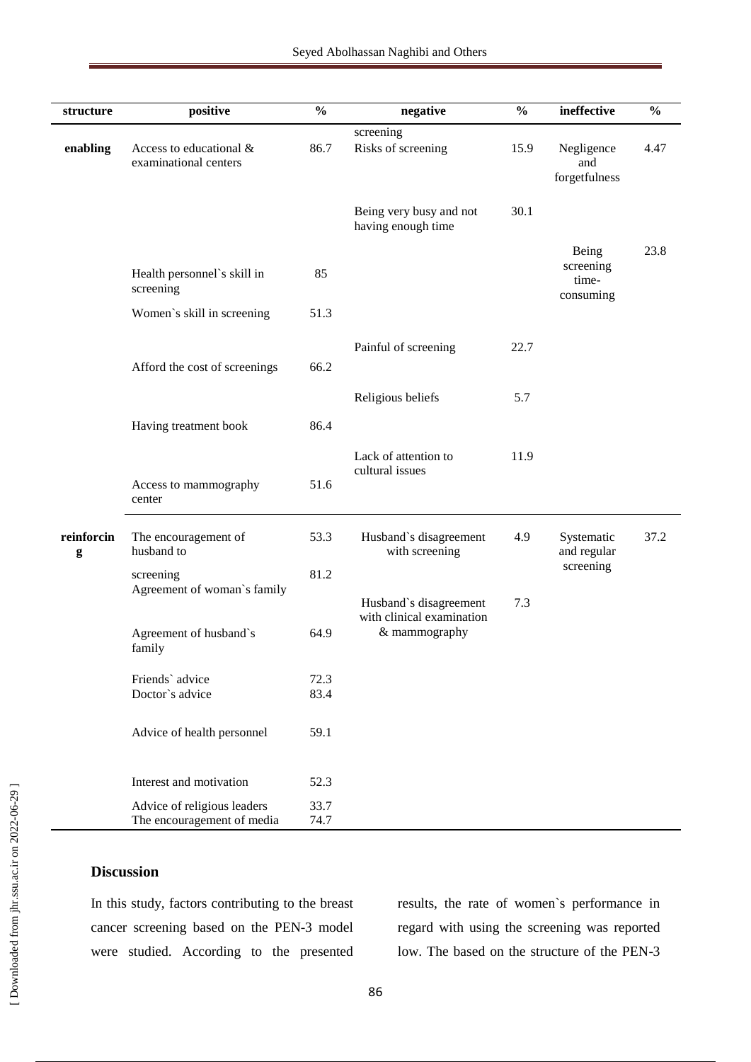| structure | positive | % | negative | % | ineffective | % |
|---|---|---|---|---|---|---|
| | | | screening | | | |
| enabling | Access to educational & examinational centers | 86.7 | Risks of screening | 15.9 | Negligence and forgetfulness | 4.47 |
| | | | Being very busy and not having enough time | 30.1 | | |
| | Health personnel`s skill in screening | 85 | | | Being screening time-consuming | 23.8 |
| | Women`s skill in screening | 51.3 | | | | |
| | | | Painful of screening | 22.7 | | |
| | Afford the cost of screenings | 66.2 | | | | |
| | | | Religious beliefs | 5.7 | | |
| | Having treatment book | 86.4 | | | | |
| | | | Lack of attention to cultural issues | 11.9 | | |
| | Access to mammography center | 51.6 | | | | |
| reinforcing | The encouragement of husband to screening | 53.3 | Husband`s disagreement with screening | 4.9 | Systematic and regular screening | 37.2 |
| | Agreement of woman`s family | 81.2 | | | | |
| | | | Husband`s disagreement with clinical examination & mammography | 7.3 | | |
| | Agreement of husband`s family | 64.9 | | | | |
| | Friends` advice | 72.3 | | | | |
| | Doctor`s advice | 83.4 | | | | |
| | Advice of health personnel | 59.1 | | | | |
| | Interest and motivation | 52.3 | | | | |
| | Advice of religious leaders | 33.7 | | | | |
| | The encouragement of media | 74.7 | | | | |

## Discussion

In this study, factors contributing to the breast cancer screening based on the PEN-3 model were studied. According to the presented results, the rate of women`s performance in regard with using the screening was reported low. The based on the structure of the PEN-3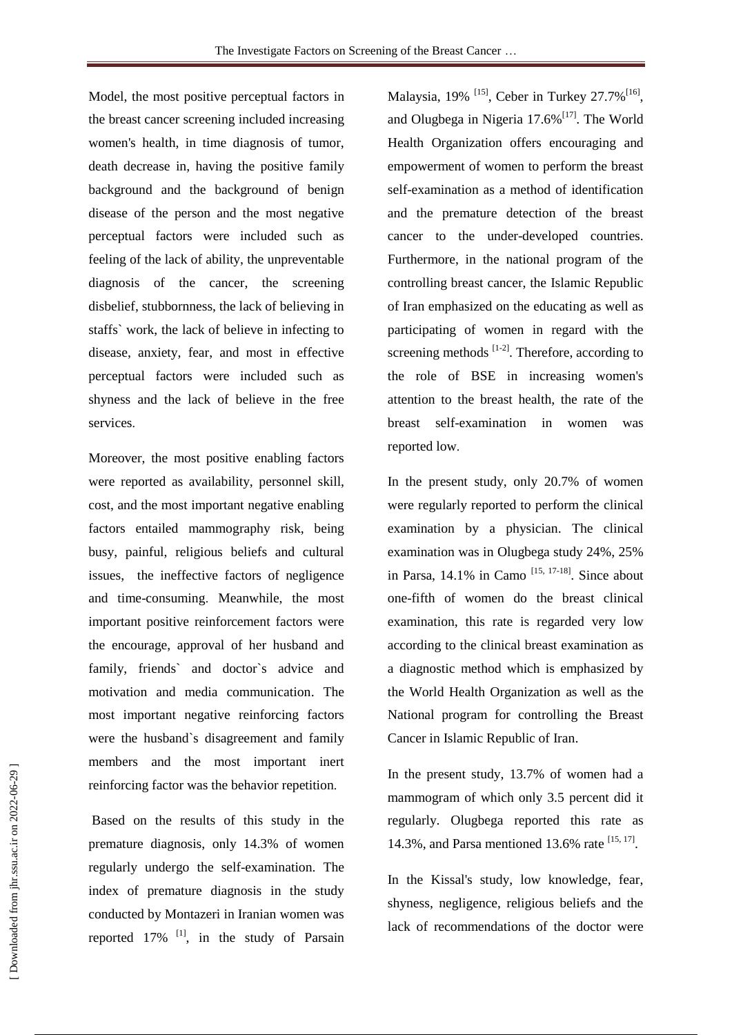Model, the most positive perceptual factors in the breast cancer screening included increasing women's health, in time diagnosis of tumor, death decrease in, having the positive family background and the background of benign disease of the person and the most negative perceptual factors were included such as feeling of the lack of ability, the unpreventable diagnosis of the cancer, the screening disbelief, stubbornness, the lack of believing in staffs` work, the lack of believe in infecting to disease, anxiety, fear, and most in effective perceptual factors were included such as shyness and the lack of believe in the free services.

Moreover, the most positive enabling factors were reported as availability, personnel skill, cost, and the most important negative enabling factors entailed mammography risk, being busy, painful, religious beliefs and cultural issues, the ineffective factors of negligence and time-consuming. Meanwhile, the most important positive reinforcement factors were the encourage, approval of her husband and family, friends` and doctor`s advice and motivation and media communication. The most important negative reinforcing factors were the husband`s disagreement and family members and the most important inert reinforcing factor was the behavior repetition.

Based on the results of this study in the premature diagnosis, only 14.3% of women regularly undergo the self-examination. The index of premature diagnosis in the study conducted by Montazeri in Iranian women was reported 17% [1], in the study of Parsain Malaysia, 19% [15], Ceber in Turkey 27.7%[16], and Olugbega in Nigeria 17.6%[17]. The World Health Organization offers encouraging and empowerment of women to perform the breast self-examination as a method of identification and the premature detection of the breast cancer to the under-developed countries. Furthermore, in the national program of the controlling breast cancer, the Islamic Republic of Iran emphasized on the educating as well as participating of women in regard with the screening methods [1-2]. Therefore, according to the role of BSE in increasing women's attention to the breast health, the rate of the breast self-examination in women was reported low.

In the present study, only 20.7% of women were regularly reported to perform the clinical examination by a physician. The clinical examination was in Olugbega study 24%, 25% in Parsa, 14.1% in Camo [15, 17-18]. Since about one-fifth of women do the breast clinical examination, this rate is regarded very low according to the clinical breast examination as a diagnostic method which is emphasized by the World Health Organization as well as the National program for controlling the Breast Cancer in Islamic Republic of Iran.

In the present study, 13.7% of women had a mammogram of which only 3.5 percent did it regularly. Olugbega reported this rate as 14.3%, and Parsa mentioned 13.6% rate [15, 17].

In the Kissal's study, low knowledge, fear, shyness, negligence, religious beliefs and the lack of recommendations of the doctor were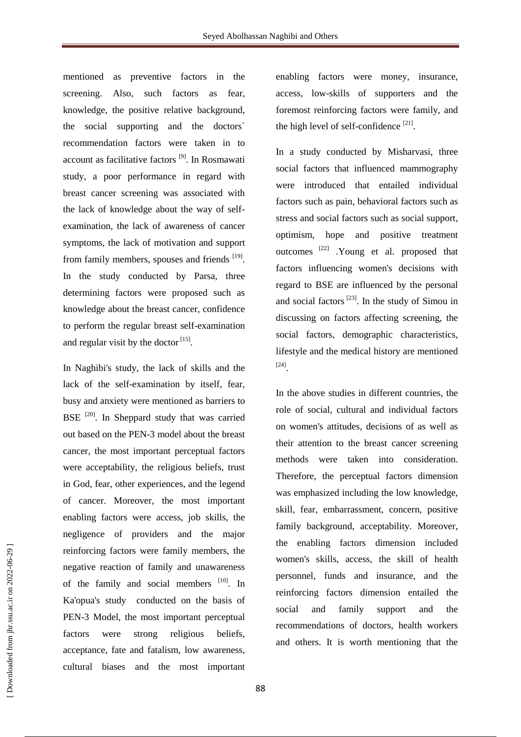mentioned as preventive factors in the screening. Also, such factors as fear, knowledge, the positive relative background, the social supporting and the doctors` recommendation factors were taken in to account as facilitative factors [9]. In Rosmawati study, a poor performance in regard with breast cancer screening was associated with the lack of knowledge about the way of self-examination, the lack of awareness of cancer symptoms, the lack of motivation and support from family members, spouses and friends [19]. In the study conducted by Parsa, three determining factors were proposed such as knowledge about the breast cancer, confidence to perform the regular breast self-examination and regular visit by the doctor [15].

In Naghibi's study, the lack of skills and the lack of the self-examination by itself, fear, busy and anxiety were mentioned as barriers to BSE [20]. In Sheppard study that was carried out based on the PEN-3 model about the breast cancer, the most important perceptual factors were acceptability, the religious beliefs, trust in God, fear, other experiences, and the legend of cancer. Moreover, the most important enabling factors were access, job skills, the negligence of providers and the major reinforcing factors were family members, the negative reaction of family and unawareness of the family and social members [10]. In Ka'opua's study conducted on the basis of PEN-3 Model, the most important perceptual factors were strong religious beliefs, acceptance, fate and fatalism, low awareness, cultural biases and the most important enabling factors were money, insurance, access, low-skills of supporters and the foremost reinforcing factors were family, and the high level of self-confidence [21].

In a study conducted by Misharvasi, three social factors that influenced mammography were introduced that entailed individual factors such as pain, behavioral factors such as stress and social factors such as social support, optimism, hope and positive treatment outcomes [22] .Young et al. proposed that factors influencing women's decisions with regard to BSE are influenced by the personal and social factors [23]. In the study of Simou in discussing on factors affecting screening, the social factors, demographic characteristics, lifestyle and the medical history are mentioned [24].

In the above studies in different countries, the role of social, cultural and individual factors on women's attitudes, decisions of as well as their attention to the breast cancer screening methods were taken into consideration. Therefore, the perceptual factors dimension was emphasized including the low knowledge, skill, fear, embarrassment, concern, positive family background, acceptability. Moreover, the enabling factors dimension included women's skills, access, the skill of health personnel, funds and insurance, and the reinforcing factors dimension entailed the social and family support and the recommendations of doctors, health workers and others. It is worth mentioning that the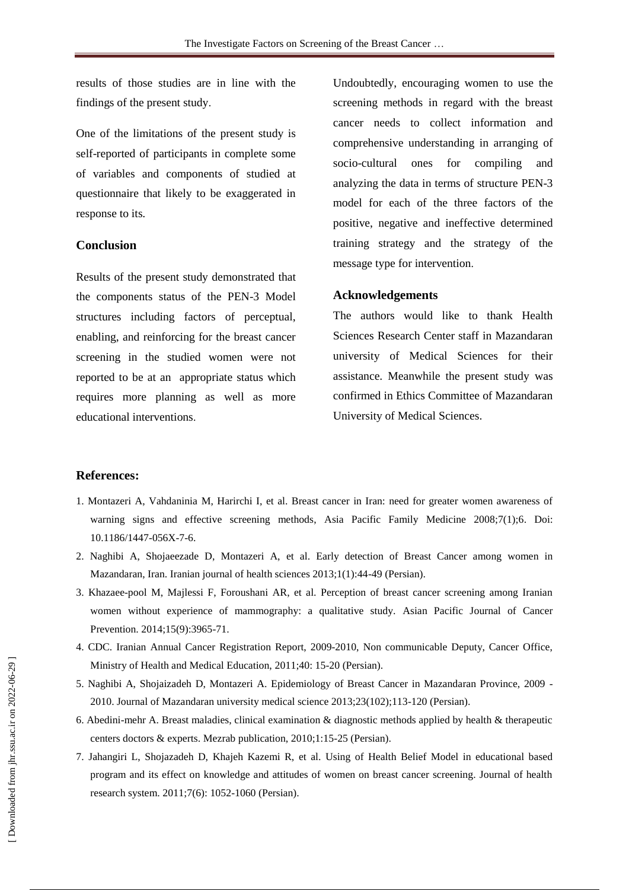results of those studies are in line with the findings of the present study.

One of the limitations of the present study is self-reported of participants in complete some of variables and components of studied at questionnaire that likely to be exaggerated in response to its.

## Conclusion

Results of the present study demonstrated that the components status of the PEN-3 Model structures including factors of perceptual, enabling, and reinforcing for the breast cancer screening in the studied women were not reported to be at an appropriate status which requires more planning as well as more educational interventions.

Undoubtedly, encouraging women to use the screening methods in regard with the breast cancer needs to collect information and comprehensive understanding in arranging of socio-cultural ones for compiling and analyzing the data in terms of structure PEN-3 model for each of the three factors of the positive, negative and ineffective determined training strategy and the strategy of the message type for intervention.

## Acknowledgements

The authors would like to thank Health Sciences Research Center staff in Mazandaran university of Medical Sciences for their assistance. Meanwhile the present study was confirmed in Ethics Committee of Mazandaran University of Medical Sciences.

## References:

1. Montazeri A, Vahdaninia M, Harirchi I, et al. Breast cancer in Iran: need for greater women awareness of warning signs and effective screening methods, Asia Pacific Family Medicine 2008;7(1);6. Doi: 10.1186/1447-056X-7-6.
2. Naghibi A, Shojaeezade D, Montazeri A, et al. Early detection of Breast Cancer among women in Mazandaran, Iran. Iranian journal of health sciences 2013;1(1):44-49 (Persian).
3. Khazaee-pool M, Majlessi F, Foroushani AR, et al. Perception of breast cancer screening among Iranian women without experience of mammography: a qualitative study. Asian Pacific Journal of Cancer Prevention. 2014;15(9):3965-71.
4. CDC. Iranian Annual Cancer Registration Report, 2009-2010, Non communicable Deputy, Cancer Office, Ministry of Health and Medical Education, 2011;40: 15-20 (Persian).
5. Naghibi A, Shojaizadeh D, Montazeri A. Epidemiology of Breast Cancer in Mazandaran Province, 2009 - 2010. Journal of Mazandaran university medical science 2013;23(102);113-120 (Persian).
6. Abedini-mehr A. Breast maladies, clinical examination & diagnostic methods applied by health & therapeutic centers doctors & experts. Mezrab publication, 2010;1:15-25 (Persian).
7. Jahangiri L, Shojazadeh D, Khajeh Kazemi R, et al. Using of Health Belief Model in educational based program and its effect on knowledge and attitudes of women on breast cancer screening. Journal of health research system. 2011;7(6): 1052-1060 (Persian).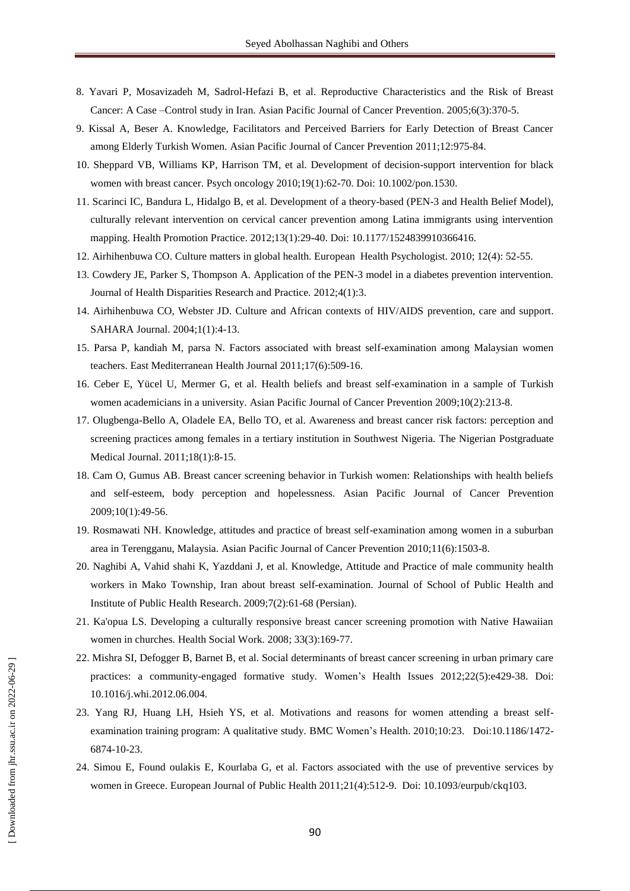8. Yavari P, Mosavizadeh M, Sadrol-Hefazi B, et al. Reproductive Characteristics and the Risk of Breast Cancer: A Case –Control study in Iran. Asian Pacific Journal of Cancer Prevention. 2005;6(3):370-5.
9. Kissal A, Beser A. Knowledge, Facilitators and Perceived Barriers for Early Detection of Breast Cancer among Elderly Turkish Women. Asian Pacific Journal of Cancer Prevention 2011;12:975-84.
10. Sheppard VB, Williams KP, Harrison TM, et al. Development of decision-support intervention for black women with breast cancer. Psych oncology 2010;19(1):62-70. Doi: 10.1002/pon.1530.
11. Scarinci IC, Bandura L, Hidalgo B, et al. Development of a theory-based (PEN-3 and Health Belief Model), culturally relevant intervention on cervical cancer prevention among Latina immigrants using intervention mapping. Health Promotion Practice. 2012;13(1):29-40. Doi: 10.1177/1524839910366416.
12. Airhihenbuwa CO. Culture matters in global health. European Health Psychologist. 2010; 12(4): 52-55.
13. Cowdery JE, Parker S, Thompson A. Application of the PEN-3 model in a diabetes prevention intervention. Journal of Health Disparities Research and Practice. 2012;4(1):3.
14. Airhihenbuwa CO, Webster JD. Culture and African contexts of HIV/AIDS prevention, care and support. SAHARA Journal. 2004;1(1):4-13.
15. Parsa P, kandiah M, parsa N. Factors associated with breast self-examination among Malaysian women teachers. East Mediterranean Health Journal 2011;17(6):509-16.
16. Ceber E, Yücel U, Mermer G, et al. Health beliefs and breast self-examination in a sample of Turkish women academicians in a university. Asian Pacific Journal of Cancer Prevention 2009;10(2):213-8.
17. Olugbenga-Bello A, Oladele EA, Bello TO, et al. Awareness and breast cancer risk factors: perception and screening practices among females in a tertiary institution in Southwest Nigeria. The Nigerian Postgraduate Medical Journal. 2011;18(1):8-15.
18. Cam O, Gumus AB. Breast cancer screening behavior in Turkish women: Relationships with health beliefs and self-esteem, body perception and hopelessness. Asian Pacific Journal of Cancer Prevention 2009;10(1):49-56.
19. Rosmawati NH. Knowledge, attitudes and practice of breast self-examination among women in a suburban area in Terengganu, Malaysia. Asian Pacific Journal of Cancer Prevention 2010;11(6):1503-8.
20. Naghibi A, Vahid shahi K, Yazddani J, et al. Knowledge, Attitude and Practice of male community health workers in Mako Township, Iran about breast self-examination. Journal of School of Public Health and Institute of Public Health Research. 2009;7(2):61-68 (Persian).
21. Ka'opua LS. Developing a culturally responsive breast cancer screening promotion with Native Hawaiian women in churches. Health Social Work. 2008; 33(3):169-77.
22. Mishra SI, Defogger B, Barnet B, et al. Social determinants of breast cancer screening in urban primary care practices: a community-engaged formative study. Women's Health Issues 2012;22(5):e429-38. Doi: 10.1016/j.whi.2012.06.004.
23. Yang RJ, Huang LH, Hsieh YS, et al. Motivations and reasons for women attending a breast self-examination training program: A qualitative study. BMC Women's Health. 2010;10:23. Doi:10.1186/1472-6874-10-23.
24. Simou E, Found oulakis E, Kourlaba G, et al. Factors associated with the use of preventive services by women in Greece. European Journal of Public Health 2011;21(4):512-9. Doi: 10.1093/eurpub/ckq103.